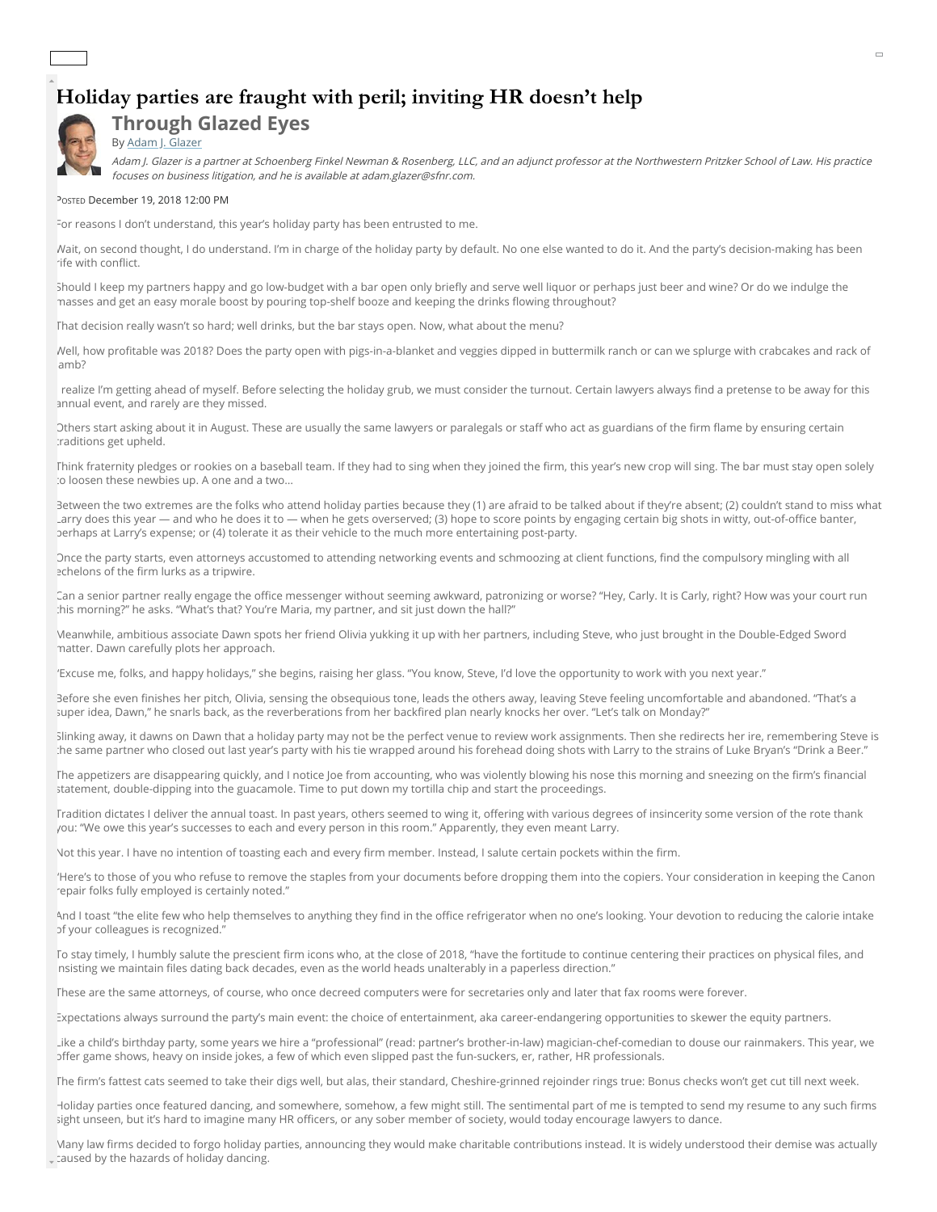# Holiday parties are fraught with peril; inviting HR doesn't help

## Through Glazed Eyes

By Adam J. Glazer

*Adam J. Glazer is a partner at Schoenberg Finkel Newman & Rosenberg, LLC, and an adjunct professor at the Northwestern Pritzker School of Law. His practice focuses on business litigation, and he is available at adam.glazer@sfnr.com.*

Posted December 19, 2018 12:00 PM

For reasons I don't understand, this year's holiday party has been entrusted to me.

Wait, on second thought, I do understand. I'm in charge of the holiday party by default. No one else wanted to do it. And the party's decision-making has been rife with conflict.

Should I keep my partners happy and go low-budget with a bar open only briefly and serve well liquor or perhaps just beer and wine? Or do we indulge the masses and get an easy morale boost by pouring top-shelf booze and keeping the drinks flowing throughout?

That decision really wasn't so hard; well drinks, but the bar stays open. Now, what about the menu?

Well, how profitable was 2018? Does the party open with pigs-in-a-blanket and veggies dipped in buttermilk ranch or can we splurge with crabcakes and rack of lamb?

I realize I'm getting ahead of myself. Before selecting the holiday grub, we must consider the turnout. Certain lawyers always find a pretense to be away for this annual event, and rarely are they missed.

Others start asking about it in August. These are usually the same lawyers or paralegals or staff who act as guardians of the firm flame by ensuring certain traditions get upheld.

Think fraternity pledges or rookies on a baseball team. If they had to sing when they joined the firm, this year's new crop will sing. The bar must stay open solely to loosen these newbies up. A one and a two…

Between the two extremes are the folks who attend holiday parties because they (1) are afraid to be talked about if they're absent; (2) couldn't stand to miss what Larry does this year — and who he does it to — when he gets overserved; (3) hope to score points by engaging certain big shots in witty, out-of-office banter, perhaps at Larry's expense; or (4) tolerate it as their vehicle to the much more entertaining post-party.

Once the party starts, even attorneys accustomed to attending networking events and schmoozing at client functions, find the compulsory mingling with all echelons of the firm lurks as a tripwire.

Can a senior partner really engage the office messenger without seeming awkward, patronizing or worse? "Hey, Carly. It is Carly, right? How was your court run this morning?" he asks. "What's that? You're Maria, my partner, and sit just down the hall?"

Meanwhile, ambitious associate Dawn spots her friend Olivia yukking it up with her partners, including Steve, who just brought in the Double-Edged Sword matter. Dawn carefully plots her approach.

"Excuse me, folks, and happy holidays," she begins, raising her glass. "You know, Steve, I'd love the opportunity to work with you next year."

Before she even finishes her pitch, Olivia, sensing the obsequious tone, leads the others away, leaving Steve feeling uncomfortable and abandoned. "That's a super idea, Dawn," he snarls back, as the reverberations from her backfired plan nearly knocks her over. "Let's talk on Monday?"

Slinking away, it dawns on Dawn that a holiday party may not be the perfect venue to review work assignments. Then she redirects her ire, remembering Steve is the same partner who closed out last year's party with his tie wrapped around his forehead doing shots with Larry to the strains of Luke Bryan's "Drink a Beer."

The appetizers are disappearing quickly, and I notice Joe from accounting, who was violently blowing his nose this morning and sneezing on the firm's financial statement, double-dipping into the guacamole. Time to put down my tortilla chip and start the proceedings.

Tradition dictates I deliver the annual toast. In past years, others seemed to wing it, offering with various degrees of insincerity some version of the rote thank you: "We owe this year's successes to each and every person in this room." Apparently, they even meant Larry.

Not this year. I have no intention of toasting each and every firm member. Instead, I salute certain pockets within the firm.

"Here's to those of you who refuse to remove the staples from your documents before dropping them into the copiers. Your consideration in keeping the Canon repair folks fully employed is certainly noted."

And I toast "the elite few who help themselves to anything they find in the office refrigerator when no one's looking. Your devotion to reducing the calorie intake of your colleagues is recognized."

To stay timely, I humbly salute the prescient firm icons who, at the close of 2018, "have the fortitude to continue centering their practices on physical files, and insisting we maintain files dating back decades, even as the world heads unalterably in a paperless direction."

These are the same attorneys, of course, who once decreed computers were for secretaries only and later that fax rooms were forever.

Expectations always surround the party's main event: the choice of entertainment, aka career-endangering opportunities to skewer the equity partners.

Like a child's birthday party, some years we hire a "professional" (read: partner's brother-in-law) magician-chef-comedian to douse our rainmakers. This year, we offer game shows, heavy on inside jokes, a few of which even slipped past the fun-suckers, er, rather, HR professionals.

The firm's fattest cats seemed to take their digs well, but alas, their standard, Cheshire-grinned rejoinder rings true: Bonus checks won't get cut till next week.

Holiday parties once featured dancing, and somewhere, somehow, a few might still. The sentimental part of me is tempted to send my resume to any such firms sight unseen, but it's hard to imagine many HR officers, or any sober member of society, would today encourage lawyers to dance.

Many law firms decided to forgo holiday parties, announcing they would make charitable contributions instead. It is widely understood their demise was actually caused by the hazards of holiday dancing.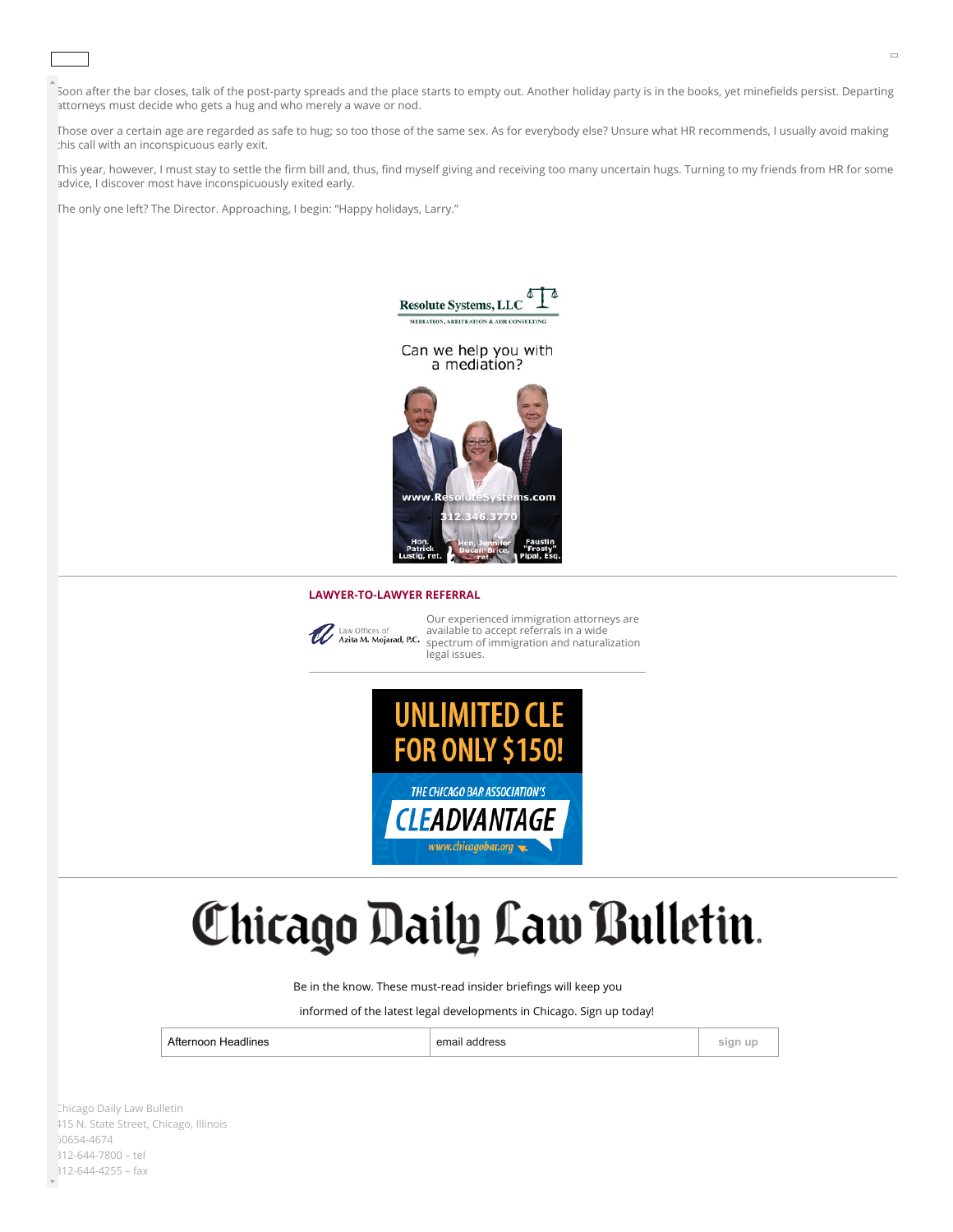Soon after the bar closes, talk of the post-party spreads and the place starts to empty out. Another holiday party is in the books, yet minefields persist. Departing attorneys must decide who gets a hug and who merely a wave or nod.

Those over a certain age are regarded as safe to hug; so too those of the same sex. As for everybody else? Unsure what HR recommends, I usually avoid making this call with an inconspicuous early exit.

This year, however, I must stay to settle the firm bill and, thus, find myself giving and receiving too many uncertain hugs. Turning to my friends from HR for some advice, I discover most have inconspicuously exited early.

The only one left? The Director. Approaching, I begin: "Happy holidays, Larry."

Resolute Systems, LLC

MEDIATION, ARBITRATION & ADR CONSULTING

Can we help you with a mediation?

www.ResoluteSystems.com

312.346.3770

Hon. Patrick Lustig, ret. | Hon. Jennifer Duncan-Brice, ret. | Faustin "Frosty" Pipal, Esq.

**LAWYER-TO-LAWYER REFERRAL**

Law Offices of Azita M. Mojarad, P.C.

Our experienced immigration attorneys are available to accept referrals in a wide spectrum of immigration and naturalization legal issues.

UNLIMITED CLE FOR ONLY $150!

THE CHICAGO BAR ASSOCIATION'S CLEADVANTAGE

www.chicagobar.org

# Chicago Daily Law Bulletin

Be in the know. These must-read insider briefings will keep you

informed of the latest legal developments in Chicago. Sign up today!

Afternoon Headlines | email address | sign up

Chicago Daily Law Bulletin
415 N. State Street, Chicago, Illinois
60654-4674
312-644-7800 – tel
312-644-4255 – fax